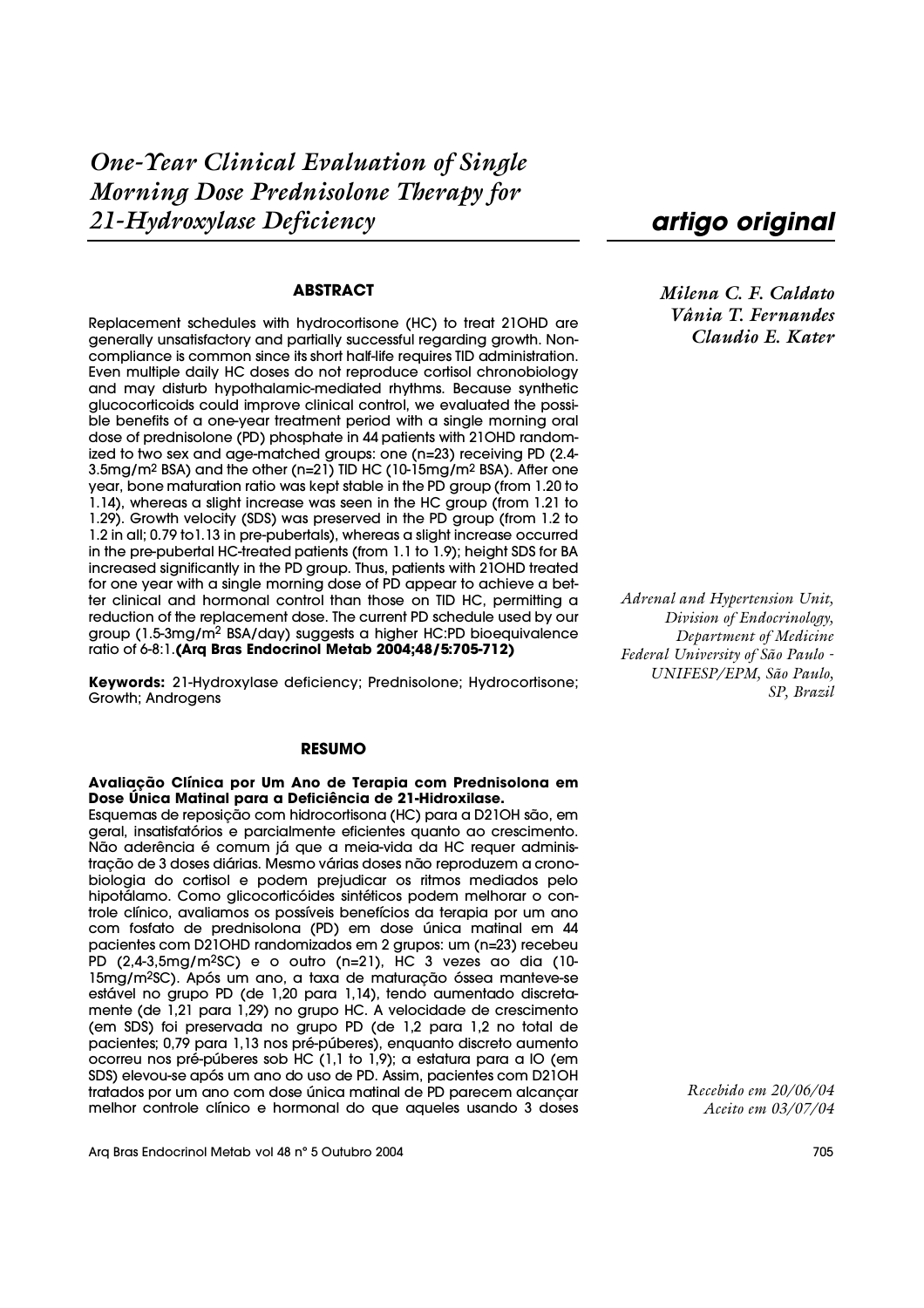# *One-Year Clinical Evaluation of Single Morning Dose Prednisolone Therapy for 21-Hydroxylase Deficiency*

***artigo original***

*Milena C. F. Caldato*
*Vânia T. Fernandes*
*Claudio E. Kater*

## ABSTRACT

Replacement schedules with hydrocortisone (HC) to treat 21OHD are generally unsatisfactory and partially successful regarding growth. Non-compliance is common since its short half-life requires TID administration. Even multiple daily HC doses do not reproduce cortisol chronobiology and may disturb hypothalamic-mediated rhythms. Because synthetic glucocorticoids could improve clinical control, we evaluated the possible benefits of a one-year treatment period with a single morning oral dose of prednisolone (PD) phosphate in 44 patients with 21OHD randomized to two sex and age-matched groups: one (n=23) receiving PD (2.4-3.5mg/m$^2$ BSA) and the other (n=21) TID HC (10-15mg/m$^2$ BSA). After one year, bone maturation ratio was kept stable in the PD group (from 1.20 to 1.14), whereas a slight increase was seen in the HC group (from 1.21 to 1.29). Growth velocity (SDS) was preserved in the PD group (from 1.2 to 1.2 in all; 0.79 to1.13 in pre-pubertals), whereas a slight increase occurred in the pre-pubertal HC-treated patients (from 1.1 to 1.9); height SDS for BA increased significantly in the PD group. Thus, patients with 21OHD treated for one year with a single morning dose of PD appear to achieve a better clinical and hormonal control than those on TID HC, permitting a reduction of the replacement dose. The current PD schedule used by our group (1.5-3mg/m$^2$ BSA/day) suggests a higher HC:PD bioequivalence ratio of 6-8:1. **(Arq Bras Endocrinol Metab 2004;48/5:705-712)**

**Keywords:** 21-Hydroxylase deficiency; Prednisolone; Hydrocortisone; Growth; Androgens

## RESUMO

**Avaliação Clínica por Um Ano de Terapia com Prednisolona em Dose Única Matinal para a Deficiência de 21-Hidroxilase.**

Esquemas de reposição com hidrocortisona (HC) para a D21OH são, em geral, insatisfatórios e parcialmente eficientes quanto ao crescimento. Não aderência é comum já que a meia-vida da HC requer administração de 3 doses diárias. Mesmo várias doses não reproduzem a cronobiologia do cortisol e podem prejudicar os ritmos mediados pelo hipotálamo. Como glicocorticóides sintéticos podem melhorar o controle clínico, avaliamos os possíveis benefícios da terapia por um ano com fosfato de prednisolona (PD) em dose única matinal em 44 pacientes com D21OHD randomizados em 2 grupos: um (n=23) recebeu PD (2,4-3,5mg/m$^2$SC) e o outro (n=21), HC 3 vezes ao dia (10-15mg/m$^2$SC). Após um ano, a taxa de maturação óssea manteve-se estável no grupo PD (de 1,20 para 1,14), tendo aumentado discretamente (de 1,21 para 1,29) no grupo HC. A velocidade de crescimento (em SDS) foi preservada no grupo PD (de 1,2 para 1,2 no total de pacientes; 0,79 para 1,13 nos pré-púberes), enquanto discreto aumento ocorreu nos pré-púberes sob HC (1,1 to 1,9); a estatura para a IO (em SDS) elevou-se após um ano do uso de PD. Assim, pacientes com D21OH tratados por um ano com dose única matinal de PD parecem alcançar melhor controle clínico e hormonal do que aqueles usando 3 doses

*Adrenal and Hypertension Unit, Division of Endocrinology, Department of Medicine Federal University of São Paulo - UNIFESP/EPM, São Paulo, SP, Brazil*

*Recebido em 20/06/04*
*Aceito em 03/07/04*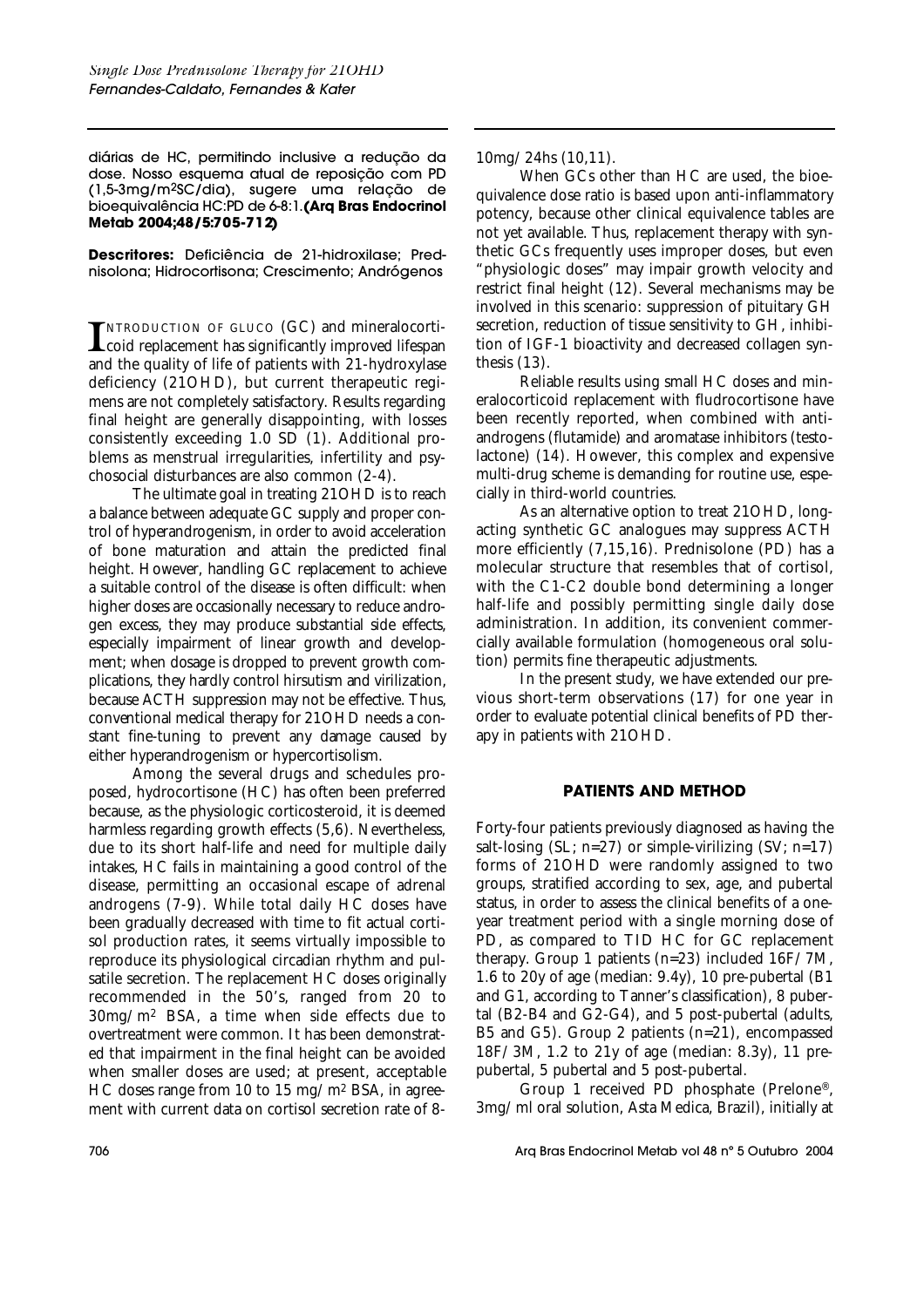diárias de HC, permitindo inclusive a redução da dose. Nosso esquema atual de reposição com PD (1,5-3mg/m²SC/dia), sugere uma relação de bioequivalência HC:PD de 6-8:1. **(Arq Bras Endocrinol Metab 2004;48/5:705-712)**

**Descritores:** Deficiência de 21-hidroxilase; Prednisolona; Hidrocortisona; Crescimento; Andrógenos

INTRODUCTION OF GLUCO (GC) and mineralocorticoid replacement has significantly improved lifespan and the quality of life of patients with 21-hydroxylase deficiency (21OHD), but current therapeutic regimens are not completely satisfactory. Results regarding final height are generally disappointing, with losses consistently exceeding 1.0 SD (1). Additional problems as menstrual irregularities, infertility and psychosocial disturbances are also common (2-4).

The ultimate goal in treating 21OHD is to reach a balance between adequate GC supply and proper control of hyperandrogenism, in order to avoid acceleration of bone maturation and attain the predicted final height. However, handling GC replacement to achieve a suitable control of the disease is often difficult: when higher doses are occasionally necessary to reduce androgen excess, they may produce substantial side effects, especially impairment of linear growth and development; when dosage is dropped to prevent growth complications, they hardly control hirsutism and virilization, because ACTH suppression may not be effective. Thus, conventional medical therapy for 21OHD needs a constant fine-tuning to prevent any damage caused by either hyperandrogenism or hypercortisolism.

Among the several drugs and schedules proposed, hydrocortisone (HC) has often been preferred because, as the physiologic corticosteroid, it is deemed harmless regarding growth effects (5,6). Nevertheless, due to its short half-life and need for multiple daily intakes, HC fails in maintaining a good control of the disease, permitting an occasional escape of adrenal androgens (7-9). While total daily HC doses have been gradually decreased with time to fit actual cortisol production rates, it seems virtually impossible to reproduce its physiological circadian rhythm and pulsatile secretion. The replacement HC doses originally recommended in the 50's, ranged from 20 to 30mg/m² BSA, a time when side effects due to overtreatment were common. It has been demonstrated that impairment in the final height can be avoided when smaller doses are used; at present, acceptable HC doses range from 10 to 15 mg/m² BSA, in agreement with current data on cortisol secretion rate of 8-10mg/24hs (10,11).

When GCs other than HC are used, the bioequivalence dose ratio is based upon anti-inflammatory potency, because other clinical equivalence tables are not yet available. Thus, replacement therapy with synthetic GCs frequently uses improper doses, but even "physiologic doses" may impair growth velocity and restrict final height (12). Several mechanisms may be involved in this scenario: suppression of pituitary GH secretion, reduction of tissue sensitivity to GH, inhibition of IGF-1 bioactivity and decreased collagen synthesis (13).

Reliable results using small HC doses and mineralocorticoid replacement with fludrocortisone have been recently reported, when combined with anti-androgens (flutamide) and aromatase inhibitors (testolactone) (14). However, this complex and expensive multi-drug scheme is demanding for routine use, especially in third-world countries.

As an alternative option to treat 21OHD, long-acting synthetic GC analogues may suppress ACTH more efficiently (7,15,16). Prednisolone (PD) has a molecular structure that resembles that of cortisol, with the C1-C2 double bond determining a longer half-life and possibly permitting single daily dose administration. In addition, its convenient commercially available formulation (homogeneous oral solution) permits fine therapeutic adjustments.

In the present study, we have extended our previous short-term observations (17) for one year in order to evaluate potential clinical benefits of PD therapy in patients with 21OHD.

## PATIENTS AND METHOD

Forty-four patients previously diagnosed as having the salt-losing (SL; n=27) or simple-virilizing (SV; n=17) forms of 21OHD were randomly assigned to two groups, stratified according to sex, age, and pubertal status, in order to assess the clinical benefits of a one-year treatment period with a single morning dose of PD, as compared to TID HC for GC replacement therapy. Group 1 patients (n=23) included 16F/7M, 1.6 to 20y of age (median: 9.4y), 10 pre-pubertal (B1 and G1, according to Tanner's classification), 8 pubertal (B2-B4 and G2-G4), and 5 post-pubertal (adults, B5 and G5). Group 2 patients (n=21), encompassed 18F/3M, 1.2 to 21y of age (median: 8.3y), 11 pre-pubertal, 5 pubertal and 5 post-pubertal.

Group 1 received PD phosphate (Prelone®, 3mg/ml oral solution, Asta Medica, Brazil), initially at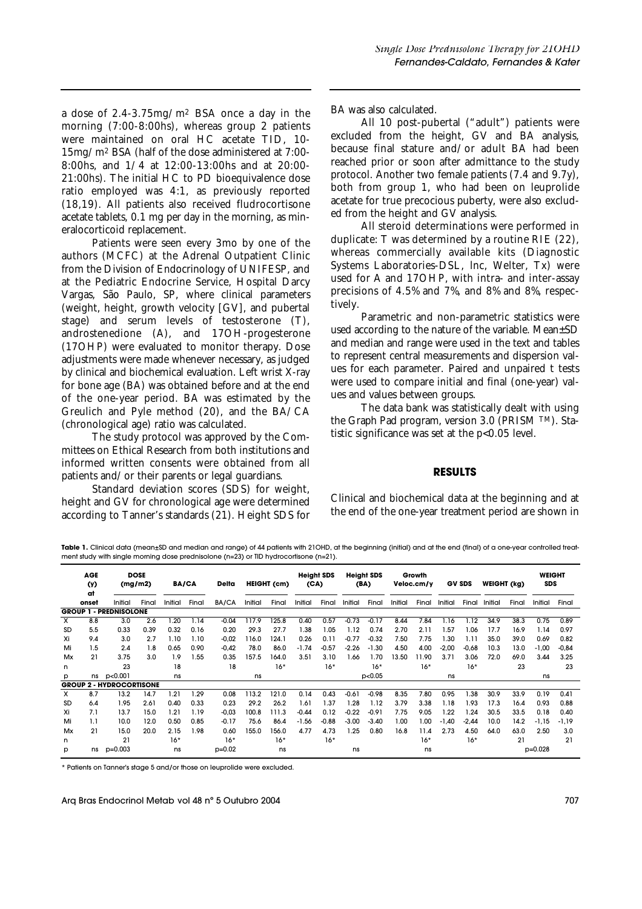a dose of 2.4-3.75mg/m² BSA once a day in the morning (7:00-8:00hs), whereas group 2 patients were maintained on oral HC acetate TID, 10-15mg/m² BSA (half of the dose administered at 7:00-8:00hs, and 1/4 at 12:00-13:00hs and at 20:00-21:00hs). The initial HC to PD bioequivalence dose ratio employed was 4:1, as previously reported (18,19). All patients also received fludrocortisone acetate tablets, 0.1 mg per day in the morning, as mineralocorticoid replacement.

Patients were seen every 3mo by one of the authors (MCFC) at the Adrenal Outpatient Clinic from the Division of Endocrinology of UNIFESP, and at the Pediatric Endocrine Service, Hospital Darcy Vargas, São Paulo, SP, where clinical parameters (weight, height, growth velocity [GV], and pubertal stage) and serum levels of testosterone (T), androstenedione (A), and 17OH-progesterone (17OHP) were evaluated to monitor therapy. Dose adjustments were made whenever necessary, as judged by clinical and biochemical evaluation. Left wrist X-ray for bone age (BA) was obtained before and at the end of the one-year period. BA was estimated by the Greulich and Pyle method (20), and the BA/CA (chronological age) ratio was calculated.

The study protocol was approved by the Committees on Ethical Research from both institutions and informed written consents were obtained from all patients and/or their parents or legal guardians.

Standard deviation scores (SDS) for weight, height and GV for chronological age were determined according to Tanner's standards (21). Height SDS for BA was also calculated.

All 10 post-pubertal ("adult") patients were excluded from the height, GV and BA analysis, because final stature and/or adult BA had been reached prior or soon after admittance to the study protocol. Another two female patients (7.4 and 9.7y), both from group 1, who had been on leuprolide acetate for true precocious puberty, were also excluded from the height and GV analysis.

All steroid determinations were performed in duplicate: T was determined by a routine RIE (22), whereas commercially available kits (Diagnostic Systems Laboratories-DSL, Inc, Welter, Tx) were used for A and 17OHP, with intra- and inter-assay precisions of 4.5% and 7%, and 8% and 8%, respectively.

Parametric and non-parametric statistics were used according to the nature of the variable. Mean±SD and median and range were used in the text and tables to represent central measurements and dispersion values for each parameter. Paired and unpaired t tests were used to compare initial and final (one-year) values and values between groups.

The data bank was statistically dealt with using the Graph Pad program, version 3.0 (PRISM ™). Statistic significance was set at the $p<0.05$ level.

## RESULTS

Clinical and biochemical data at the beginning and at the end of the one-year treatment period are shown in

**Table 1.** Clinical data (mean±SD and median and range) of 44 patients with 21OHD, at the beginning (initial) and at the end (final) of a one-year controlled treatment study with single morning dose prednisolone (n=23) or TID hydrocortisone (n=21).

| | AGE (y) at onset | DOSE (mg/m2) | | BA/CA | | Delta | HEIGHT (cm) | | Height SDS (CA) | | Height SDS (BA) | | Growth Veloc.cm/y | | GV SDS | | WEIGHT (kg) | | WEIGHT SDS | |
|---|---|---|---|---|---|---|---|---|---|---|---|---|---|---|---|---|---|---|---|---|
| | | Initial | Final | Initial | Final | BA/CA | Initial | Final | Initial | Final | Initial | Final | Initial | Final | Initial | Final | Initial | Final | Initial | Final |
| **GROUP 1 - PREDNISOLONE** | | | | | | | | | | | | | | | | | | | | |
| X | 8.8 | 3.0 | 2.6 | 1.20 | 1.14 | -0.04 | 117.9 | 125.8 | 0.40 | 0.57 | -0.73 | -0.17 | 8.44 | 7.84 | 1.16 | 1.12 | 34.9 | 38.3 | 0.75 | 0.89 |
| SD | 5.5 | 0.33 | 0.39 | 0.32 | 0.16 | 0.20 | 29.3 | 27.7 | 1.38 | 1.05 | 1.12 | 0.74 | 2.70 | 2.11 | 1.57 | 1.06 | 17.7 | 16.9 | 1.14 | 0.97 |
| Xi | 9.4 | 3.0 | 2.7 | 1.10 | 1.10 | -0,02 | 116.0 | 124.1 | 0.26 | 0.11 | -0.77 | -0.32 | 7.50 | 7.75 | 1.30 | 1.11 | 35.0 | 39.0 | 0.69 | 0.82 |
| Mi | 1.5 | 2.4 | 1.8 | 0.65 | 0.90 | -0,42 | 78.0 | 86.0 | -1.74 | -0.57 | -2.26 | -1.30 | 4.50 | 4.00 | -2.00 | -0,68 | 10.3 | 13.0 | -1,00 | -0,84 |
| Mx | 21 | 3.75 | 3.0 | 1.9 | 1.55 | 0.35 | 157.5 | 164.0 | 3.51 | 3.10 | 1.66 | 1.70 | 13.50 | 11.90 | 3.71 | 3.06 | 72.0 | 69.0 | 3.44 | 3.25 |
| n | | 23 | | 18 | | 18 | | 16* | | 16* | | 16* | | 16* | | 16* | | 23 | | 23 |
| p | ns | p<0.001 | | ns | | | ns | | | | | p<0.05 | | | ns | | | | ns | |
| **GROUP 2 - HYDROCORTISONE** | | | | | | | | | | | | | | | | | | | | |
| X | 8.7 | 13.2 | 14.7 | 1.21 | 1.29 | 0.08 | 113.2 | 121.0 | 0.14 | 0.43 | -0.61 | -0.98 | 8.35 | 7.80 | 0.95 | 1.38 | 30.9 | 33.9 | 0.19 | 0.41 |
| SD | 6.4 | 1.95 | 2.61 | 0.40 | 0.33 | 0.23 | 29.2 | 26.2 | 1.61 | 1.37 | 1.28 | 1.12 | 3.79 | 3.38 | 1.18 | 1.93 | 17.3 | 16.4 | 0.93 | 0.88 |
| Xi | 7.1 | 13.7 | 15.0 | 1.21 | 1.19 | -0,03 | 100.8 | 111.3 | -0.44 | 0.12 | -0.22 | -0.91 | 7.75 | 9.05 | 1.22 | 1.24 | 30.5 | 33.5 | 0.18 | 0.40 |
| Mi | 1.1 | 10.0 | 12.0 | 0.50 | 0.85 | -0.17 | 75.6 | 86.4 | -1.56 | -0.88 | -3.00 | -3.40 | 1.00 | 1.00 | -1,40 | -2,44 | 10.0 | 14.2 | -1,15 | -1,19 |
| Mx | 21 | 15.0 | 20.0 | 2.15 | 1.98 | 0.60 | 155.0 | 156.0 | 4.77 | 4.73 | 1.25 | 0.80 | 16.8 | 11.4 | 2.73 | 4.50 | 64.0 | 63.0 | 2.50 | 3.0 |
| n | | 21 | | 16* | | 16* | | 16* | | 16* | | | | 16* | | 16* | | 21 | | 21 |
| p | ns | p=0.003 | | ns | | p=0.02 | | ns | | | ns | | | ns | | | | | p=0.028 | |

\* Patients on Tanner's stage 5 and/or those on leuprolide were excluded.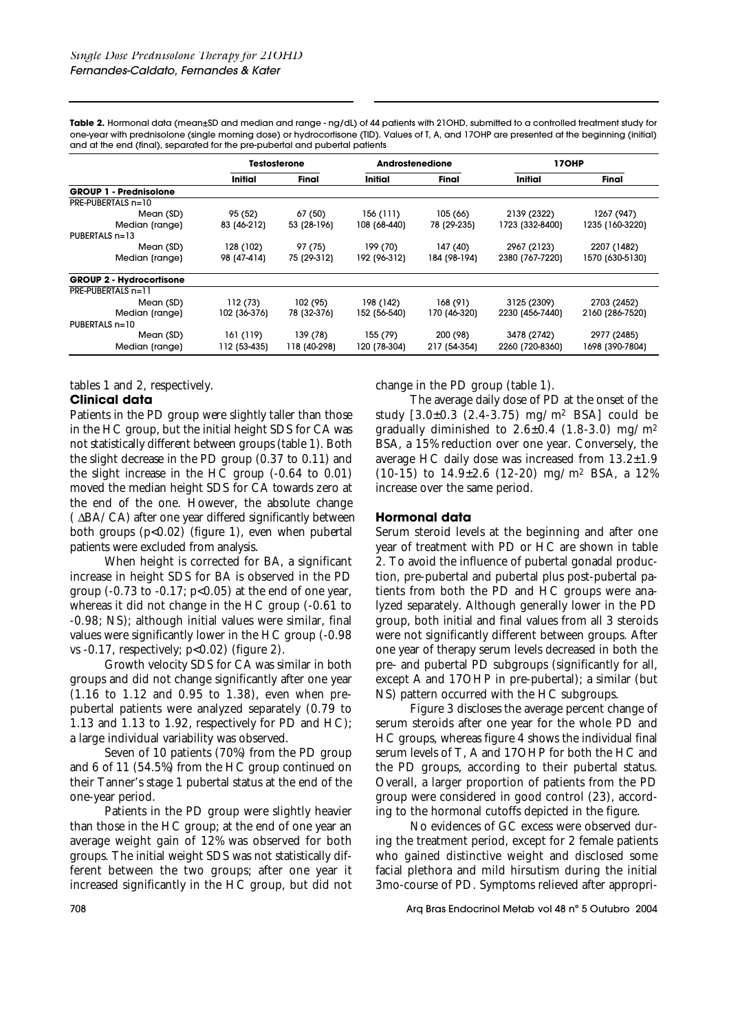**Table 2.** Hormonal data (mean±SD and median and range - ng/dL) of 44 patients with 21OHD, submitted to a controlled treatment study for one-year with prednisolone (single morning dose) or hydrocortisone (TID). Values of T, A, and 17OHP are presented at the beginning (initial) and at the end (final), separated for the pre-pubertal and pubertal patients

| | Testosterone | | Androstenedione | | 17OHP | |
|---|---|---|---|---|---|---|
| | Initial | Final | Initial | Final | Initial | Final |
| **GROUP 1 - Prednisolone** | | | | | | |
| PRE-PUBERTALS n=10 | | | | | | |
| Mean (SD) | 95 (52) | 67 (50) | 156 (111) | 105 (66) | 2139 (2322) | 1267 (947) |
| Median (range) | 83 (46-212) | 53 (28-196) | 108 (68-440) | 78 (29-235) | 1723 (332-8400) | 1235 (160-3220) |
| PUBERTALS n=13 | | | | | | |
| Mean (SD) | 128 (102) | 97 (75) | 199 (70) | 147 (40) | 2967 (2123) | 2207 (1482) |
| Median (range) | 98 (47-414) | 75 (29-312) | 192 (96-312) | 184 (98-194) | 2380 (767-7220) | 1570 (630-5130) |
| **GROUP 2 - Hydrocortisone** | | | | | | |
| PRE-PUBERTALS n=11 | | | | | | |
| Mean (SD) | 112 (73) | 102 (95) | 198 (142) | 168 (91) | 3125 (2309) | 2703 (2452) |
| Median (range) | 102 (36-376) | 78 (32-376) | 152 (56-540) | 170 (46-320) | 2230 (456-7440) | 2160 (286-7520) |
| PUBERTALS n=10 | | | | | | |
| Mean (SD) | 161 (119) | 139 (78) | 155 (79) | 200 (98) | 3478 (2742) | 2977 (2485) |
| Median (range) | 112 (53-435) | 118 (40-298) | 120 (78-304) | 217 (54-354) | 2260 (720-8360) | 1698 (390-7804) |

tables 1 and 2, respectively.

### Clinical data

Patients in the PD group were slightly taller than those in the HC group, but the initial height SDS for CA was not statistically different between groups (table 1). Both the slight decrease in the PD group (0.37 to 0.11) and the slight increase in the HC group (-0.64 to 0.01) moved the median height SDS for CA towards zero at the end of the one. However, the absolute change ($\Delta$BA/CA) after one year differed significantly between both groups ($p<0.02$) (figure 1), even when pubertal patients were excluded from analysis.

When height is corrected for BA, a significant increase in height SDS for BA is observed in the PD group (-0.73 to -0.17; $p<0.05$) at the end of one year, whereas it did not change in the HC group (-0.61 to -0.98; NS); although initial values were similar, final values were significantly lower in the HC group (-0.98 vs -0.17, respectively; $p<0.02$) (figure 2).

Growth velocity SDS for CA was similar in both groups and did not change significantly after one year (1.16 to 1.12 and 0.95 to 1.38), even when pre-pubertal patients were analyzed separately (0.79 to 1.13 and 1.13 to 1.92, respectively for PD and HC); a large individual variability was observed.

Seven of 10 patients (70%) from the PD group and 6 of 11 (54.5%) from the HC group continued on their Tanner's stage 1 pubertal status at the end of the one-year period.

Patients in the PD group were slightly heavier than those in the HC group; at the end of one year an average weight gain of 12% was observed for both groups. The initial weight SDS was not statistically different between the two groups; after one year it increased significantly in the HC group, but did not change in the PD group (table 1).

The average daily dose of PD at the onset of the study [3.0±0.3 (2.4-3.75) mg/m$^2$ BSA] could be gradually diminished to 2.6±0.4 (1.8-3.0) mg/m$^2$ BSA, a 15% reduction over one year. Conversely, the average HC daily dose was increased from 13.2±1.9 (10-15) to 14.9±2.6 (12-20) mg/m$^2$ BSA, a 12% increase over the same period.

### Hormonal data

Serum steroid levels at the beginning and after one year of treatment with PD or HC are shown in table 2. To avoid the influence of pubertal gonadal production, pre-pubertal and pubertal plus post-pubertal patients from both the PD and HC groups were analyzed separately. Although generally lower in the PD group, both initial and final values from all 3 steroids were not significantly different between groups. After one year of therapy serum levels decreased in both the pre- and pubertal PD subgroups (significantly for all, except A and 17OHP in pre-pubertal); a similar (but NS) pattern occurred with the HC subgroups.

Figure 3 discloses the average percent change of serum steroids after one year for the whole PD and HC groups, whereas figure 4 shows the individual final serum levels of T, A and 17OHP for both the HC and the PD groups, according to their pubertal status. Overall, a larger proportion of patients from the PD group were considered in good control (23), according to the hormonal cutoffs depicted in the figure.

No evidences of GC excess were observed during the treatment period, except for 2 female patients who gained distinctive weight and disclosed some facial plethora and mild hirsutism during the initial 3mo-course of PD. Symptoms relieved after appropri-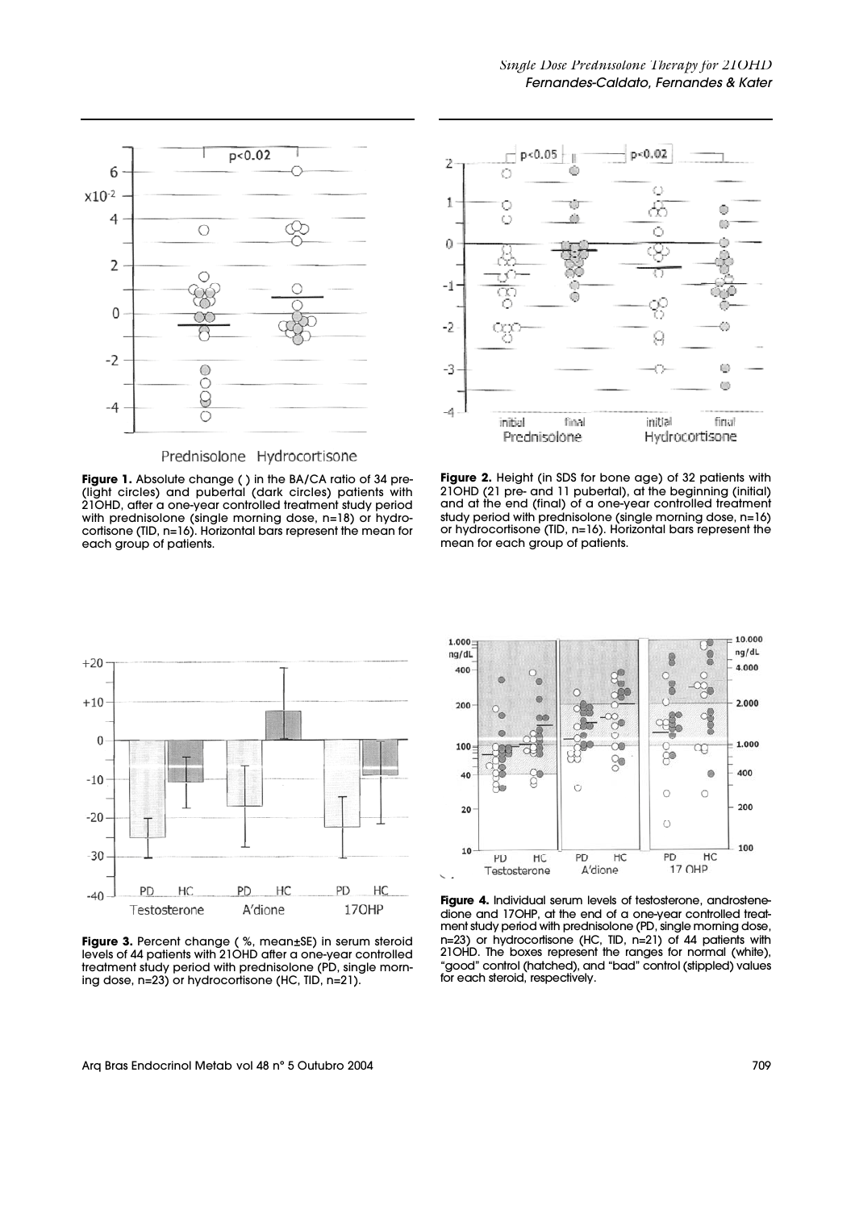Prednisolone Hydrocortisone

**Figure 1.** Absolute change ( ) in the BA/CA ratio of 34 pre- (light circles) and pubertal (dark circles) patients with 21OHD, after a one-year controlled treatment study period with prednisolone (single morning dose, n=18) or hydrocortisone (TID, n=16). Horizontal bars represent the mean for each group of patients.

**Figure 2.** Height (in SDS for bone age) of 32 patients with 21OHD (21 pre- and 11 pubertal), at the beginning (initial) and at the end (final) of a one-year controlled treatment study period with prednisolone (single morning dose, n=16) or hydrocortisone (TID, n=16). Horizontal bars represent the mean for each group of patients.

**Figure 3.** Percent change ( %, mean±SE) in serum steroid levels of 44 patients with 21OHD after a one-year controlled treatment study period with prednisolone (PD, single morning dose, n=23) or hydrocortisone (HC, TID, n=21).

**Figure 4.** Individual serum levels of testosterone, androstenedione and 17OHP, at the end of a one-year controlled treatment study period with prednisolone (PD, single morning dose, n=23) or hydrocortisone (HC, TID, n=21) of 44 patients with 21OHD. The boxes represent the ranges for normal (white), "good" control (hatched), and "bad" control (stippled) values for each steroid, respectively.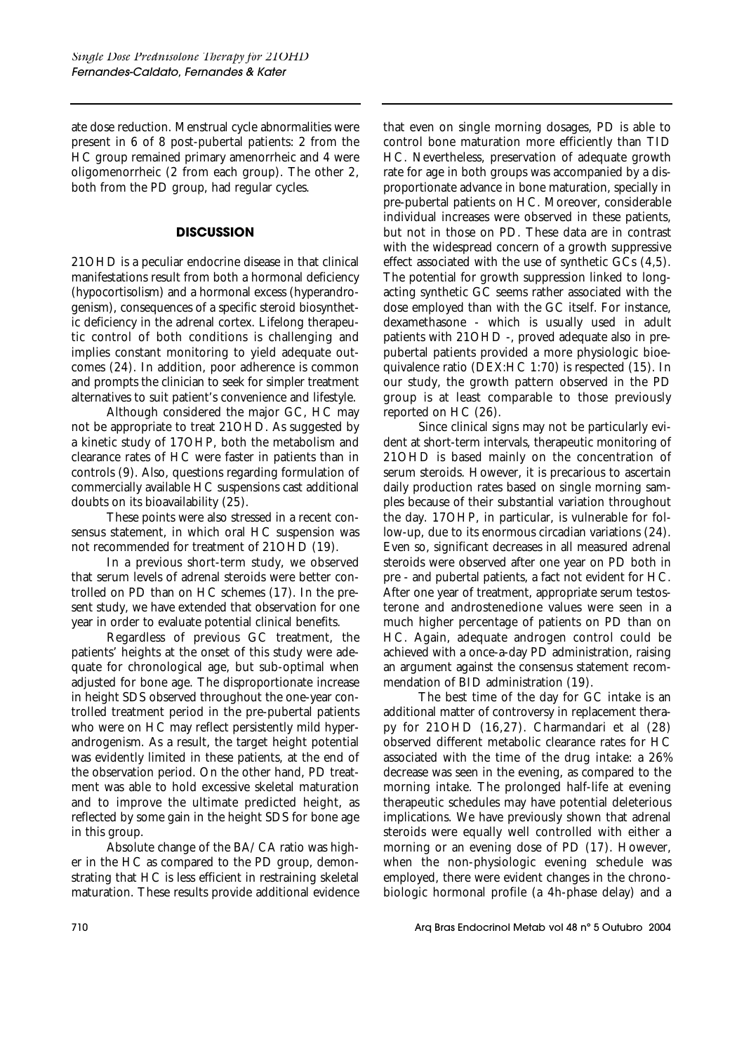ate dose reduction. Menstrual cycle abnormalities were present in 6 of 8 post-pubertal patients: 2 from the HC group remained primary amenorrheic and 4 were oligomenorrheic (2 from each group). The other 2, both from the PD group, had regular cycles.

## DISCUSSION

21OHD is a peculiar endocrine disease in that clinical manifestations result from both a hormonal deficiency (hypocortisolism) and a hormonal excess (hyperandrogenism), consequences of a specific steroid biosynthetic deficiency in the adrenal cortex. Lifelong therapeutic control of both conditions is challenging and implies constant monitoring to yield adequate outcomes (24). In addition, poor adherence is common and prompts the clinician to seek for simpler treatment alternatives to suit patient's convenience and lifestyle.

Although considered the major GC, HC may not be appropriate to treat 21OHD. As suggested by a kinetic study of 17OHP, both the metabolism and clearance rates of HC were faster in patients than in controls (9). Also, questions regarding formulation of commercially available HC suspensions cast additional doubts on its bioavailability (25).

These points were also stressed in a recent consensus statement, in which oral HC suspension was not recommended for treatment of 21OHD (19).

In a previous short-term study, we observed that serum levels of adrenal steroids were better controlled on PD than on HC schemes (17). In the present study, we have extended that observation for one year in order to evaluate potential clinical benefits.

Regardless of previous GC treatment, the patients' heights at the onset of this study were adequate for chronological age, but sub-optimal when adjusted for bone age. The disproportionate increase in height SDS observed throughout the one-year controlled treatment period in the pre-pubertal patients who were on HC may reflect persistently mild hyperandrogenism. As a result, the target height potential was evidently limited in these patients, at the end of the observation period. On the other hand, PD treatment was able to hold excessive skeletal maturation and to improve the ultimate predicted height, as reflected by some gain in the height SDS for bone age in this group.

Absolute change of the BA/CA ratio was higher in the HC as compared to the PD group, demonstrating that HC is less efficient in restraining skeletal maturation. These results provide additional evidence that even on single morning dosages, PD is able to control bone maturation more efficiently than TID HC. Nevertheless, preservation of adequate growth rate for age in both groups was accompanied by a disproportionate advance in bone maturation, specially in pre-pubertal patients on HC. Moreover, considerable individual increases were observed in these patients, but not in those on PD. These data are in contrast with the widespread concern of a growth suppressive effect associated with the use of synthetic GCs (4,5). The potential for growth suppression linked to long-acting synthetic GC seems rather associated with the dose employed than with the GC itself. For instance, dexamethasone - which is usually used in adult patients with 21OHD -, proved adequate also in prepubertal patients provided a more physiologic bioequivalence ratio (DEX:HC 1:70) is respected (15). In our study, the growth pattern observed in the PD group is at least comparable to those previously reported on HC (26).

Since clinical signs may not be particularly evident at short-term intervals, therapeutic monitoring of 21OHD is based mainly on the concentration of serum steroids. However, it is precarious to ascertain daily production rates based on single morning samples because of their substantial variation throughout the day. 17OHP, in particular, is vulnerable for follow-up, due to its enormous circadian variations (24). Even so, significant decreases in all measured adrenal steroids were observed after one year on PD both in pre - and pubertal patients, a fact not evident for HC. After one year of treatment, appropriate serum testosterone and androstenedione values were seen in a much higher percentage of patients on PD than on HC. Again, adequate androgen control could be achieved with a once-a-day PD administration, raising an argument against the consensus statement recommendation of BID administration (19).

The best time of the day for GC intake is an additional matter of controversy in replacement therapy for 21OHD (16,27). Charmandari et al (28) observed different metabolic clearance rates for HC associated with the time of the drug intake: a 26% decrease was seen in the evening, as compared to the morning intake. The prolonged half-life at evening therapeutic schedules may have potential deleterious implications. We have previously shown that adrenal steroids were equally well controlled with either a morning or an evening dose of PD (17). However, when the non-physiologic evening schedule was employed, there were evident changes in the chronobiologic hormonal profile (a 4h-phase delay) and a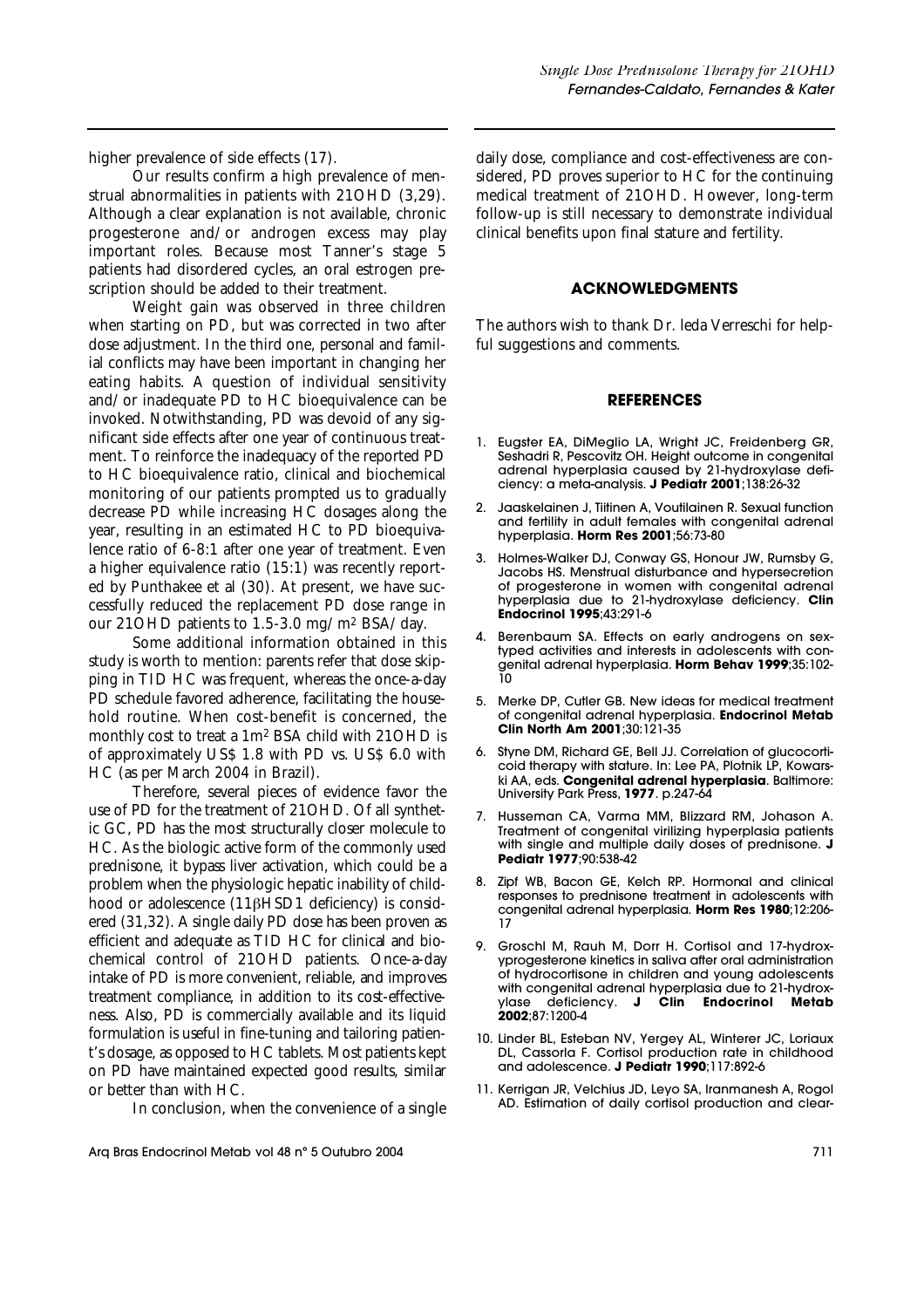higher prevalence of side effects (17).

Our results confirm a high prevalence of menstrual abnormalities in patients with 21OHD (3,29). Although a clear explanation is not available, chronic progesterone and/or androgen excess may play important roles. Because most Tanner's stage 5 patients had disordered cycles, an oral estrogen prescription should be added to their treatment.

Weight gain was observed in three children when starting on PD, but was corrected in two after dose adjustment. In the third one, personal and familial conflicts may have been important in changing her eating habits. A question of individual sensitivity and/or inadequate PD to HC bioequivalence can be invoked. Notwithstanding, PD was devoid of any significant side effects after one year of continuous treatment. To reinforce the inadequacy of the reported PD to HC bioequivalence ratio, clinical and biochemical monitoring of our patients prompted us to gradually decrease PD while increasing HC dosages along the year, resulting in an estimated HC to PD bioequivalence ratio of 6-8:1 after one year of treatment. Even a higher equivalence ratio (15:1) was recently reported by Punthakee et al (30). At present, we have successfully reduced the replacement PD dose range in our 21OHD patients to 1.5-3.0 mg/m$^2$ BSA/day.

Some additional information obtained in this study is worth to mention: parents refer that dose skipping in TID HC was frequent, whereas the once-a-day PD schedule favored adherence, facilitating the household routine. When cost-benefit is concerned, the monthly cost to treat a 1m$^2$ BSA child with 21OHD is of approximately US$ 1.8 with PD vs. US$ 6.0 with HC (as per March 2004 in Brazil).

Therefore, several pieces of evidence favor the use of PD for the treatment of 21OHD. Of all synthetic GC, PD has the most structurally closer molecule to HC. As the biologic active form of the commonly used prednisone, it bypass liver activation, which could be a problem when the physiologic hepatic inability of childhood or adolescence (11βHSD1 deficiency) is considered (31,32). A single daily PD dose has been proven as efficient and adequate as TID HC for clinical and biochemical control of 21OHD patients. Once-a-day intake of PD is more convenient, reliable, and improves treatment compliance, in addition to its cost-effectiveness. Also, PD is commercially available and its liquid formulation is useful in fine-tuning and tailoring patient's dosage, as opposed to HC tablets. Most patients kept on PD have maintained expected good results, similar or better than with HC.

In conclusion, when the convenience of a single daily dose, compliance and cost-effectiveness are considered, PD proves superior to HC for the continuing medical treatment of 21OHD. However, long-term follow-up is still necessary to demonstrate individual clinical benefits upon final stature and fertility.

## ACKNOWLEDGMENTS

The authors wish to thank Dr. Ieda Verreschi for helpful suggestions and comments.

## REFERENCES

1. Eugster EA, DiMeglio LA, Wright JC, Freidenberg GR, Seshadri R, Pescovitz OH. Height outcome in congenital adrenal hyperplasia caused by 21-hydroxylase deficiency: a meta-analysis. **J Pediatr 2001**;138:26-32
2. Jaaskelainen J, Tiitinen A, Voutilainen R. Sexual function and fertility in adult females with congenital adrenal hyperplasia. **Horm Res 2001**;56:73-80
3. Holmes-Walker DJ, Conway GS, Honour JW, Rumsby G, Jacobs HS. Menstrual disturbance and hypersecretion of progesterone in women with congenital adrenal hyperplasia due to 21-hydroxylase deficiency. **Clin Endocrinol 1995**;43:291-6
4. Berenbaum SA. Effects on early androgens on sex-typed activities and interests in adolescents with congenital adrenal hyperplasia. **Horm Behav 1999**;35:102-10
5. Merke DP, Cutler GB. New ideas for medical treatment of congenital adrenal hyperplasia. **Endocrinol Metab Clin North Am 2001**;30:121-35
6. Styne DM, Richard GE, Bell JJ. Correlation of glucocorticoid therapy with stature. In: Lee PA, Plotnik LP, Kowarski AA, eds. **Congenital adrenal hyperplasia**. Baltimore: University Park Press, **1977**. p.247-64
7. Husseman CA, Varma MM, Blizzard RM, Johason A. Treatment of congenital virilizing hyperplasia patients with single and multiple daily doses of prednisone. **J Pediatr 1977**;90:538-42
8. Zipf WB, Bacon GE, Kelch RP. Hormonal and clinical responses to prednisone treatment in adolescents with congenital adrenal hyperplasia. **Horm Res 1980**;12:206-17
9. Groschl M, Rauh M, Dorr H. Cortisol and 17-hydroxyprogesterone kinetics in saliva after oral administration of hydrocortisone in children and young adolescents with congenital adrenal hyperplasia due to 21-hydroxylase deficiency. **J Clin Endocrinol Metab 2002**;87:1200-4
10. Linder BL, Esteban NV, Yergey AL, Winterer JC, Loriaux DL, Cassorla F. Cortisol production rate in childhood and adolescence. **J Pediatr 1990**;117:892-6
11. Kerrigan JR, Velchius JD, Leyo SA, Iranmanesh A, Rogol AD. Estimation of daily cortisol production and clear-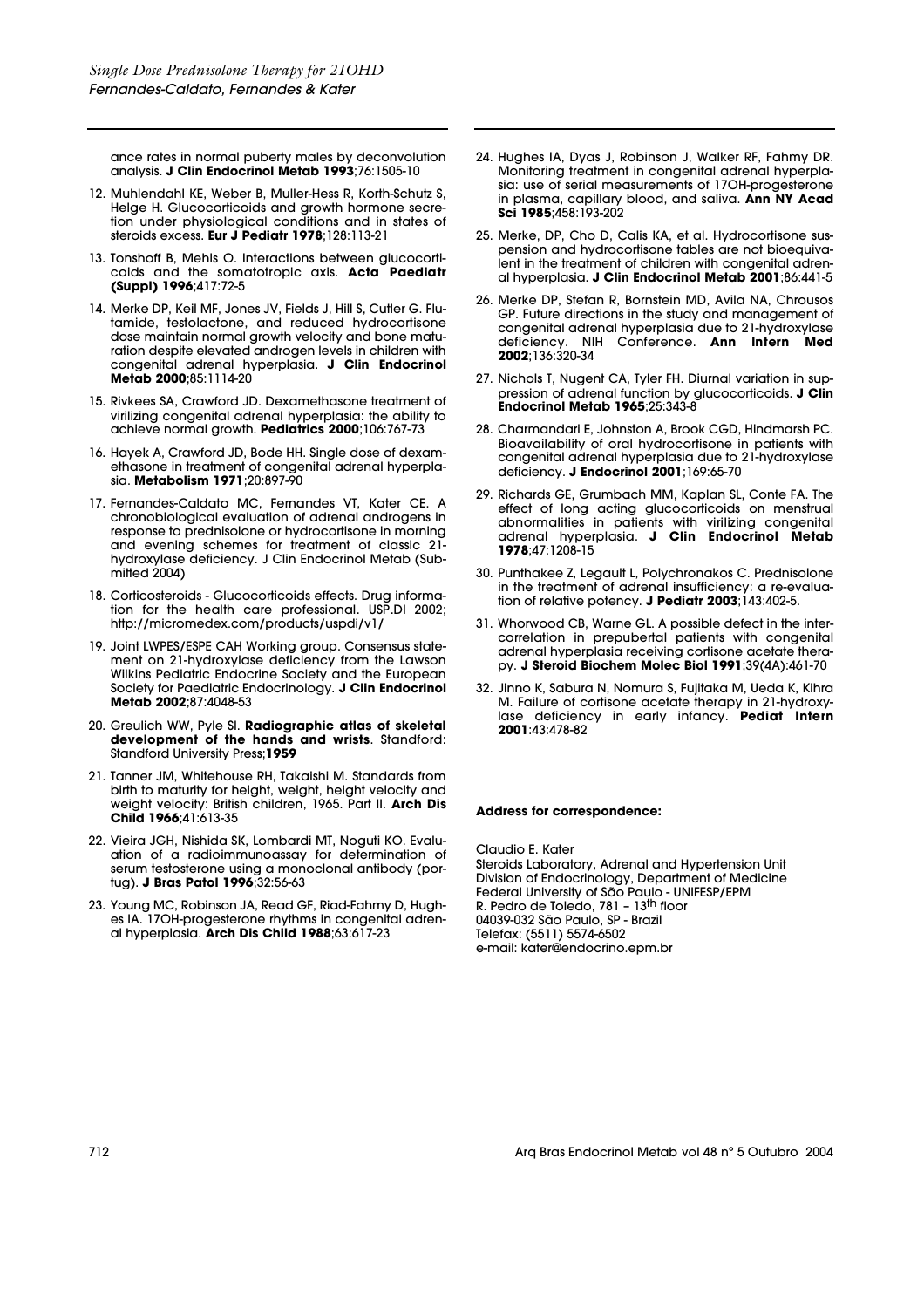ance rates in normal puberty males by deconvolution analysis. **J Clin Endocrinol Metab 1993**;76:1505-10

12. Muhlendahl KE, Weber B, Muller-Hess R, Korth-Schutz S, Helge H. Glucocorticoids and growth hormone secretion under physiological conditions and in states of steroids excess. **Eur J Pediatr 1978**;128:113-21
13. Tonshoff B, Mehls O. Interactions between glucocorticoids and the somatotropic axis. **Acta Paediatr (Suppl) 1996**;417:72-5
14. Merke DP, Keil MF, Jones JV, Fields J, Hill S, Cutler G. Flutamide, testolactone, and reduced hydrocortisone dose maintain normal growth velocity and bone maturation despite elevated androgen levels in children with congenital adrenal hyperplasia. **J Clin Endocrinol Metab 2000**;85:1114-20
15. Rivkees SA, Crawford JD. Dexamethasone treatment of virilizing congenital adrenal hyperplasia: the ability to achieve normal growth. **Pediatrics 2000**;106:767-73
16. Hayek A, Crawford JD, Bode HH. Single dose of dexamethasone in treatment of congenital adrenal hyperplasia. **Metabolism 1971**;20:897-90
17. Fernandes-Caldato MC, Fernandes VT, Kater CE. A chronobiological evaluation of adrenal androgens in response to prednisolone or hydrocortisone in morning and evening schemes for treatment of classic 21-hydroxylase deficiency. J Clin Endocrinol Metab (Submitted 2004)
18. Corticosteroids - Glucocorticoids effects. Drug information for the health care professional. USP.DI 2002; http://micromedex.com/products/uspdi/v1/
19. Joint LWPES/ESPE CAH Working group. Consensus statement on 21-hydroxylase deficiency from the Lawson Wilkins Pediatric Endocrine Society and the European Society for Paediatric Endocrinology. **J Clin Endocrinol Metab 2002**;87:4048-53
20. Greulich WW, Pyle SI. **Radiographic atlas of skeletal development of the hands and wrists**. Standford: Standford University Press;**1959**
21. Tanner JM, Whitehouse RH, Takaishi M. Standards from birth to maturity for height, weight, height velocity and weight velocity: British children, 1965. Part II. **Arch Dis Child 1966**;41:613-35
22. Vieira JGH, Nishida SK, Lombardi MT, Noguti KO. Evaluation of a radioimmunoassay for determination of serum testosterone using a monoclonal antibody (portug). **J Bras Patol 1996**;32:56-63
23. Young MC, Robinson JA, Read GF, Riad-Fahmy D, Hughes IA. 17OH-progesterone rhythms in congenital adrenal hyperplasia. **Arch Dis Child 1988**;63:617-23
24. Hughes IA, Dyas J, Robinson J, Walker RF, Fahmy DR. Monitoring treatment in congenital adrenal hyperplasia: use of serial measurements of 17OH-progesterone in plasma, capillary blood, and saliva. **Ann NY Acad Sci 1985**;458:193-202
25. Merke, DP, Cho D, Calis KA, et al. Hydrocortisone suspension and hydrocortisone tables are not bioequivalent in the treatment of children with congenital adrenal hyperplasia. **J Clin Endocrinol Metab 2001**;86:441-5
26. Merke DP, Stefan R, Bornstein MD, Avila NA, Chrousos GP. Future directions in the study and management of congenital adrenal hyperplasia due to 21-hydroxylase deficiency. NIH Conference. **Ann Intern Med 2002**;136:320-34
27. Nichols T, Nugent CA, Tyler FH. Diurnal variation in suppression of adrenal function by glucocorticoids. **J Clin Endocrinol Metab 1965**;25:343-8
28. Charmandari E, Johnston A, Brook CGD, Hindmarsh PC. Bioavailability of oral hydrocortisone in patients with congenital adrenal hyperplasia due to 21-hydroxylase deficiency. **J Endocrinol 2001**;169:65-70
29. Richards GE, Grumbach MM, Kaplan SL, Conte FA. The effect of long acting glucocorticoids on menstrual abnormalities in patients with virilizing congenital adrenal hyperplasia. **J Clin Endocrinol Metab 1978**;47:1208-15
30. Punthakee Z, Legault L, Polychronakos C. Prednisolone in the treatment of adrenal insufficiency: a re-evaluation of relative potency. **J Pediatr 2003**;143:402-5.
31. Whorwood CB, Warne GL. A possible defect in the intercorrelation in prepubertal patients with congenital adrenal hyperplasia receiving cortisone acetate therapy. **J Steroid Biochem Molec Biol 1991**;39(4A):461-70
32. Jinno K, Sabura N, Nomura S, Fujitaka M, Ueda K, Kihra M. Failure of cortisone acetate therapy in 21-hydroxylase deficiency in early infancy. **Pediat Intern 2001**:43:478-82

**Address for correspondence:**

Claudio E. Kater
Steroids Laboratory, Adrenal and Hypertension Unit
Division of Endocrinology, Department of Medicine
Federal University of São Paulo - UNIFESP/EPM
R. Pedro de Toledo, 781 – 13th floor
04039-032 São Paulo, SP - Brazil
Telefax: (5511) 5574-6502
e-mail: kater@endocrino.epm.br